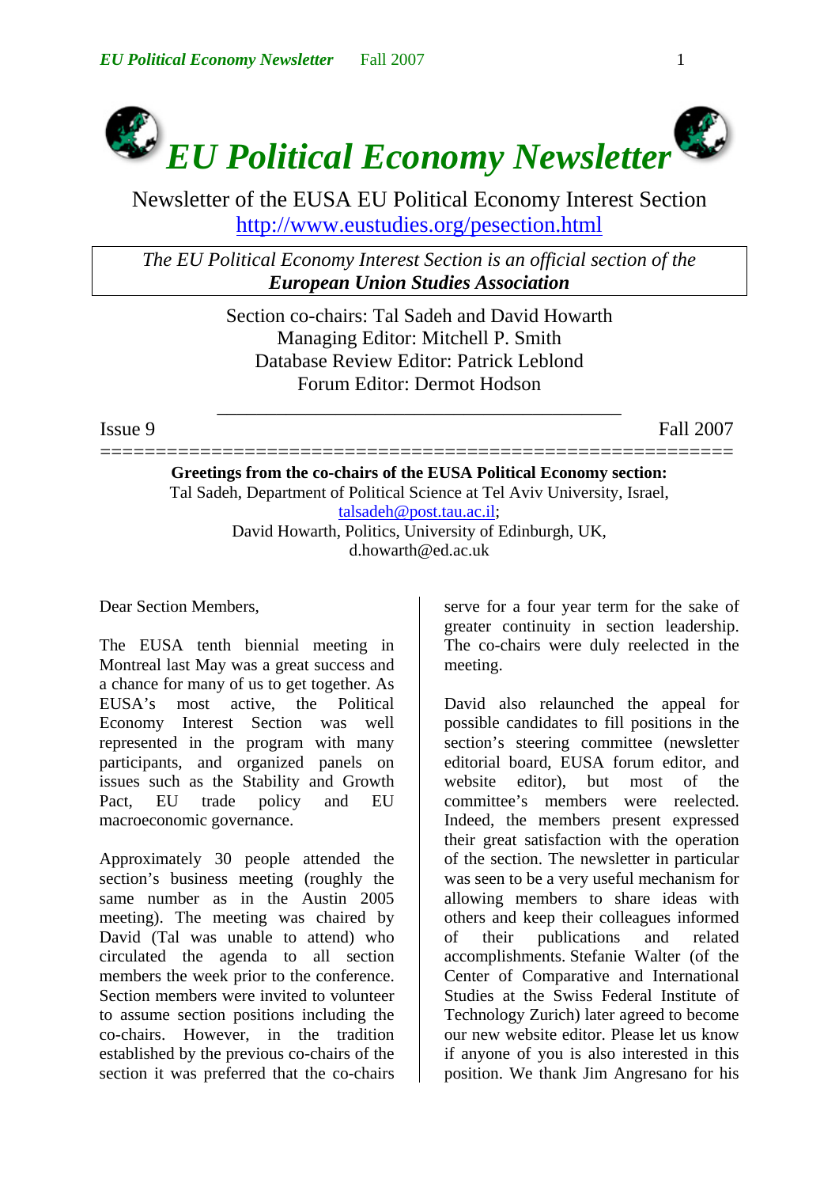# *EU Political Economy Newsletter*

Newsletter of the EUSA EU Political Economy Interest Section
http://www.eustudies.org/pesection.html

*The EU Political Economy Interest Section is an official section of the* ***European Union Studies Association***

Section co-chairs: Tal Sadeh and David Howarth
Managing Editor: Mitchell P. Smith
Database Review Editor: Patrick Leblond
Forum Editor: Dermot Hodson

Issue 9 — Fall 2007

---

**Greetings from the co-chairs of the EUSA Political Economy section:**
Tal Sadeh, Department of Political Science at Tel Aviv University, Israel, talsadeh@post.tau.ac.il;
David Howarth, Politics, University of Edinburgh, UK, d.howarth@ed.ac.uk

Dear Section Members,

The EUSA tenth biennial meeting in Montreal last May was a great success and a chance for many of us to get together. As EUSA's most active, the Political Economy Interest Section was well represented in the program with many participants, and organized panels on issues such as the Stability and Growth Pact, EU trade policy and EU macroeconomic governance.

Approximately 30 people attended the section's business meeting (roughly the same number as in the Austin 2005 meeting). The meeting was chaired by David (Tal was unable to attend) who circulated the agenda to all section members the week prior to the conference. Section members were invited to volunteer to assume section positions including the co-chairs. However, in the tradition established by the previous co-chairs of the section it was preferred that the co-chairs serve for a four year term for the sake of greater continuity in section leadership. The co-chairs were duly reelected in the meeting.

David also relaunched the appeal for possible candidates to fill positions in the section's steering committee (newsletter editorial board, EUSA forum editor, and website editor), but most of the committee's members were reelected. Indeed, the members present expressed their great satisfaction with the operation of the section. The newsletter in particular was seen to be a very useful mechanism for allowing members to share ideas with others and keep their colleagues informed of their publications and related accomplishments. Stefanie Walter (of the Center of Comparative and International Studies at the Swiss Federal Institute of Technology Zurich) later agreed to become our new website editor. Please let us know if anyone of you is also interested in this position. We thank Jim Angresano for his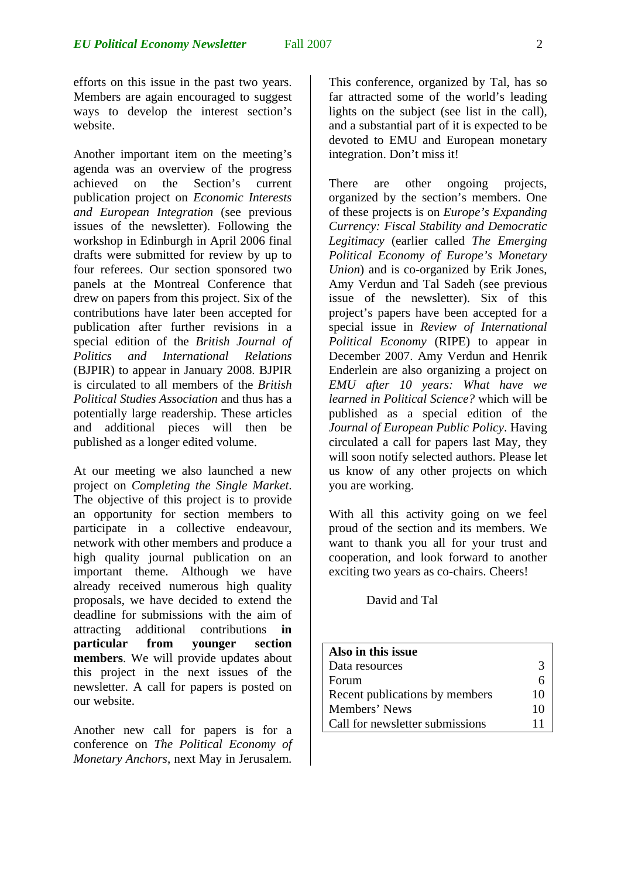efforts on this issue in the past two years. Members are again encouraged to suggest ways to develop the interest section's website.

Another important item on the meeting's agenda was an overview of the progress achieved on the Section's current publication project on *Economic Interests and European Integration* (see previous issues of the newsletter). Following the workshop in Edinburgh in April 2006 final drafts were submitted for review by up to four referees. Our section sponsored two panels at the Montreal Conference that drew on papers from this project. Six of the contributions have later been accepted for publication after further revisions in a special edition of the *British Journal of Politics and International Relations* (BJPIR) to appear in January 2008. BJPIR is circulated to all members of the *British Political Studies Association* and thus has a potentially large readership. These articles and additional pieces will then be published as a longer edited volume.

At our meeting we also launched a new project on *Completing the Single Market*. The objective of this project is to provide an opportunity for section members to participate in a collective endeavour, network with other members and produce a high quality journal publication on an important theme. Although we have already received numerous high quality proposals, we have decided to extend the deadline for submissions with the aim of attracting additional contributions **in particular from younger section members**. We will provide updates about this project in the next issues of the newsletter. A call for papers is posted on our website.

Another new call for papers is for a conference on *The Political Economy of Monetary Anchors*, next May in Jerusalem. This conference, organized by Tal, has so far attracted some of the world's leading lights on the subject (see list in the call), and a substantial part of it is expected to be devoted to EMU and European monetary integration. Don't miss it!

There are other ongoing projects, organized by the section's members. One of these projects is on *Europe's Expanding Currency: Fiscal Stability and Democratic Legitimacy* (earlier called *The Emerging Political Economy of Europe's Monetary Union*) and is co-organized by Erik Jones, Amy Verdun and Tal Sadeh (see previous issue of the newsletter). Six of this project's papers have been accepted for a special issue in *Review of International Political Economy* (RIPE) to appear in December 2007. Amy Verdun and Henrik Enderlein are also organizing a project on *EMU after 10 years: What have we learned in Political Science?* which will be published as a special edition of the *Journal of European Public Policy*. Having circulated a call for papers last May, they will soon notify selected authors. Please let us know of any other projects on which you are working.

With all this activity going on we feel proud of the section and its members. We want to thank you all for your trust and cooperation, and look forward to another exciting two years as co-chairs. Cheers!

David and Tal

| **Also in this issue** | |
|---|---|
| Data resources | 3 |
| Forum | 6 |
| Recent publications by members | 10 |
| Members' News | 10 |
| Call for newsletter submissions | 11 |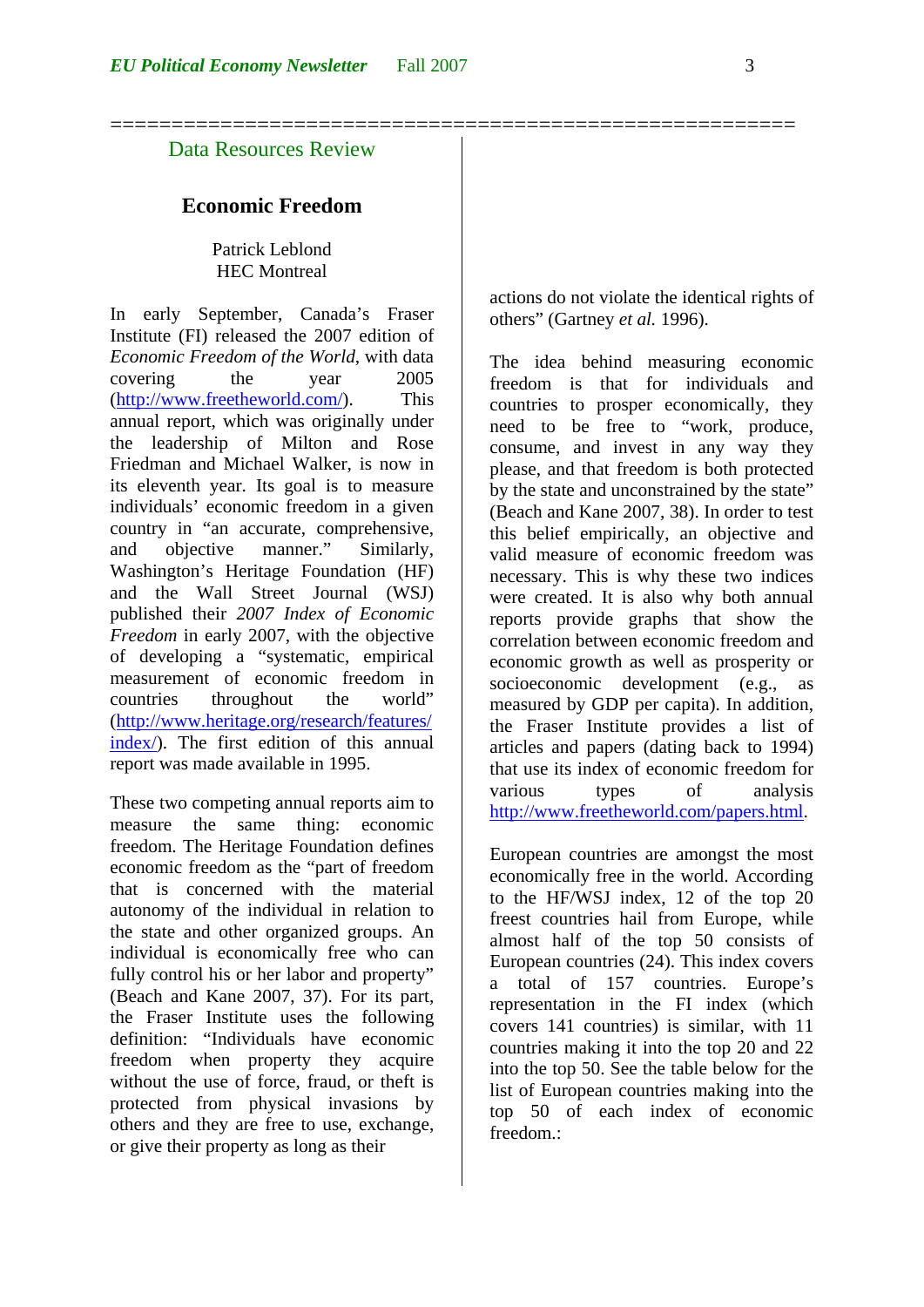## Data Resources Review

### Economic Freedom

Patrick Leblond
HEC Montreal

In early September, Canada's Fraser Institute (FI) released the 2007 edition of *Economic Freedom of the World*, with data covering the year 2005 (http://www.freetheworld.com/). This annual report, which was originally under the leadership of Milton and Rose Friedman and Michael Walker, is now in its eleventh year. Its goal is to measure individuals' economic freedom in a given country in "an accurate, comprehensive, and objective manner." Similarly, Washington's Heritage Foundation (HF) and the Wall Street Journal (WSJ) published their *2007 Index of Economic Freedom* in early 2007, with the objective of developing a "systematic, empirical measurement of economic freedom in countries throughout the world" (http://www.heritage.org/research/features/index/). The first edition of this annual report was made available in 1995.

These two competing annual reports aim to measure the same thing: economic freedom. The Heritage Foundation defines economic freedom as the "part of freedom that is concerned with the material autonomy of the individual in relation to the state and other organized groups. An individual is economically free who can fully control his or her labor and property" (Beach and Kane 2007, 37). For its part, the Fraser Institute uses the following definition: "Individuals have economic freedom when property they acquire without the use of force, fraud, or theft is protected from physical invasions by others and they are free to use, exchange, or give their property as long as their actions do not violate the identical rights of others" (Gartney *et al.* 1996).

The idea behind measuring economic freedom is that for individuals and countries to prosper economically, they need to be free to "work, produce, consume, and invest in any way they please, and that freedom is both protected by the state and unconstrained by the state" (Beach and Kane 2007, 38). In order to test this belief empirically, an objective and valid measure of economic freedom was necessary. This is why these two indices were created. It is also why both annual reports provide graphs that show the correlation between economic freedom and economic growth as well as prosperity or socioeconomic development (e.g., as measured by GDP per capita). In addition, the Fraser Institute provides a list of articles and papers (dating back to 1994) that use its index of economic freedom for various types of analysis http://www.freetheworld.com/papers.html.

European countries are amongst the most economically free in the world. According to the HF/WSJ index, 12 of the top 20 freest countries hail from Europe, while almost half of the top 50 consists of European countries (24). This index covers a total of 157 countries. Europe's representation in the FI index (which covers 141 countries) is similar, with 11 countries making it into the top 20 and 22 into the top 50. See the table below for the list of European countries making into the top 50 of each index of economic freedom.: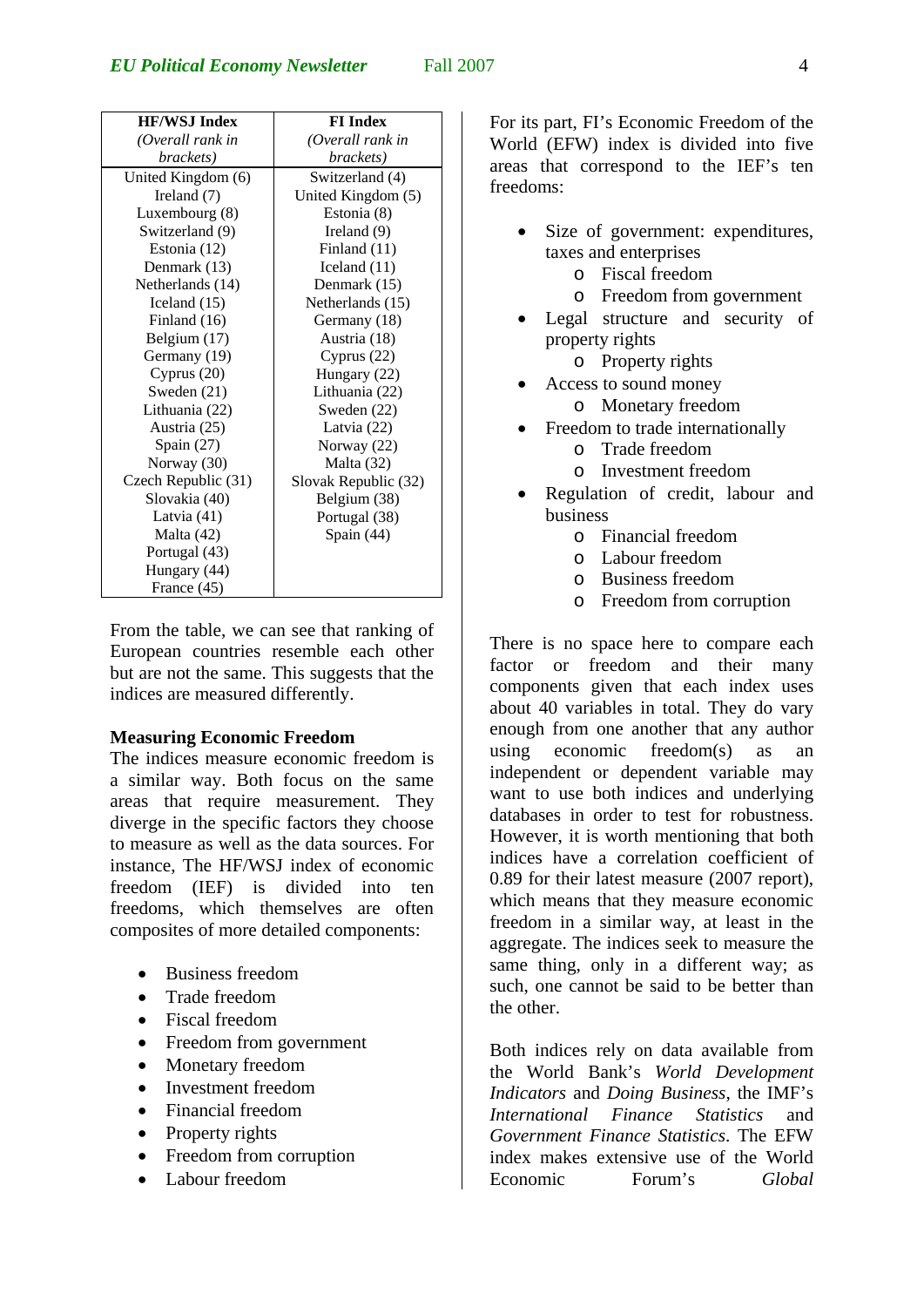| HF/WSJ Index *(Overall rank in brackets)* | FI Index *(Overall rank in brackets)* |
|---|---|
| United Kingdom (6) | Switzerland (4) |
| Ireland (7) | United Kingdom (5) |
| Luxembourg (8) | Estonia (8) |
| Switzerland (9) | Ireland (9) |
| Estonia (12) | Finland (11) |
| Denmark (13) | Iceland (11) |
| Netherlands (14) | Denmark (15) |
| Iceland (15) | Netherlands (15) |
| Finland (16) | Germany (18) |
| Belgium (17) | Austria (18) |
| Germany (19) | Cyprus (22) |
| Cyprus (20) | Hungary (22) |
| Sweden (21) | Lithuania (22) |
| Lithuania (22) | Sweden (22) |
| Austria (25) | Latvia (22) |
| Spain (27) | Norway (22) |
| Norway (30) | Malta (32) |
| Czech Republic (31) | Slovak Republic (32) |
| Slovakia (40) | Belgium (38) |
| Latvia (41) | Portugal (38) |
| Malta (42) | Spain (44) |
| Portugal (43) | |
| Hungary (44) | |
| France (45) | |

From the table, we can see that ranking of European countries resemble each other but are not the same. This suggests that the indices are measured differently.

**Measuring Economic Freedom**

The indices measure economic freedom is a similar way. Both focus on the same areas that require measurement. They diverge in the specific factors they choose to measure as well as the data sources. For instance, The HF/WSJ index of economic freedom (IEF) is divided into ten freedoms, which themselves are often composites of more detailed components:

- Business freedom
- Trade freedom
- Fiscal freedom
- Freedom from government
- Monetary freedom
- Investment freedom
- Financial freedom
- Property rights
- Freedom from corruption
- Labour freedom

For its part, FI's Economic Freedom of the World (EFW) index is divided into five areas that correspond to the IEF's ten freedoms:

- Size of government: expenditures, taxes and enterprises
  - Fiscal freedom
  - Freedom from government
- Legal structure and security of property rights
  - Property rights
- Access to sound money
  - Monetary freedom
- Freedom to trade internationally
  - Trade freedom
  - Investment freedom
- Regulation of credit, labour and business
  - Financial freedom
  - Labour freedom
  - Business freedom
  - Freedom from corruption

There is no space here to compare each factor or freedom and their many components given that each index uses about 40 variables in total. They do vary enough from one another that any author using economic freedom(s) as an independent or dependent variable may want to use both indices and underlying databases in order to test for robustness. However, it is worth mentioning that both indices have a correlation coefficient of 0.89 for their latest measure (2007 report), which means that they measure economic freedom in a similar way, at least in the aggregate. The indices seek to measure the same thing, only in a different way; as such, one cannot be said to be better than the other.

Both indices rely on data available from the World Bank's *World Development Indicators* and *Doing Business*, the IMF's *International Finance Statistics* and *Government Finance Statistics*. The EFW index makes extensive use of the World Economic Forum's *Global*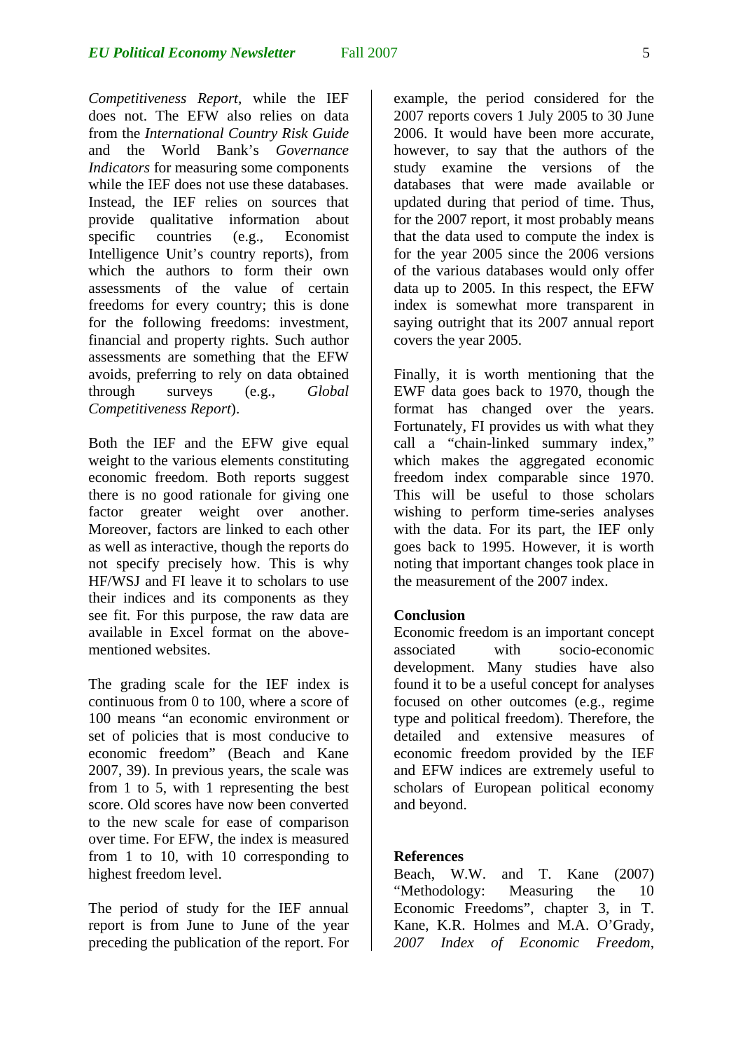*Competitiveness Report*, while the IEF does not. The EFW also relies on data from the *International Country Risk Guide* and the World Bank's *Governance Indicators* for measuring some components while the IEF does not use these databases. Instead, the IEF relies on sources that provide qualitative information about specific countries (e.g., Economist Intelligence Unit's country reports), from which the authors to form their own assessments of the value of certain freedoms for every country; this is done for the following freedoms: investment, financial and property rights. Such author assessments are something that the EFW avoids, preferring to rely on data obtained through surveys (e.g., *Global Competitiveness Report*).

Both the IEF and the EFW give equal weight to the various elements constituting economic freedom. Both reports suggest there is no good rationale for giving one factor greater weight over another. Moreover, factors are linked to each other as well as interactive, though the reports do not specify precisely how. This is why HF/WSJ and FI leave it to scholars to use their indices and its components as they see fit. For this purpose, the raw data are available in Excel format on the above-mentioned websites.

The grading scale for the IEF index is continuous from 0 to 100, where a score of 100 means "an economic environment or set of policies that is most conducive to economic freedom" (Beach and Kane 2007, 39). In previous years, the scale was from 1 to 5, with 1 representing the best score. Old scores have now been converted to the new scale for ease of comparison over time. For EFW, the index is measured from 1 to 10, with 10 corresponding to highest freedom level.

The period of study for the IEF annual report is from June to June of the year preceding the publication of the report. For example, the period considered for the 2007 reports covers 1 July 2005 to 30 June 2006. It would have been more accurate, however, to say that the authors of the study examine the versions of the databases that were made available or updated during that period of time. Thus, for the 2007 report, it most probably means that the data used to compute the index is for the year 2005 since the 2006 versions of the various databases would only offer data up to 2005. In this respect, the EFW index is somewhat more transparent in saying outright that its 2007 annual report covers the year 2005.

Finally, it is worth mentioning that the EWF data goes back to 1970, though the format has changed over the years. Fortunately, FI provides us with what they call a "chain-linked summary index," which makes the aggregated economic freedom index comparable since 1970. This will be useful to those scholars wishing to perform time-series analyses with the data. For its part, the IEF only goes back to 1995. However, it is worth noting that important changes took place in the measurement of the 2007 index.

**Conclusion**

Economic freedom is an important concept associated with socio-economic development. Many studies have also found it to be a useful concept for analyses focused on other outcomes (e.g., regime type and political freedom). Therefore, the detailed and extensive measures of economic freedom provided by the IEF and EFW indices are extremely useful to scholars of European political economy and beyond.

**References**

Beach, W.W. and T. Kane (2007) "Methodology: Measuring the 10 Economic Freedoms", chapter 3, in T. Kane, K.R. Holmes and M.A. O'Grady, *2007 Index of Economic Freedom*,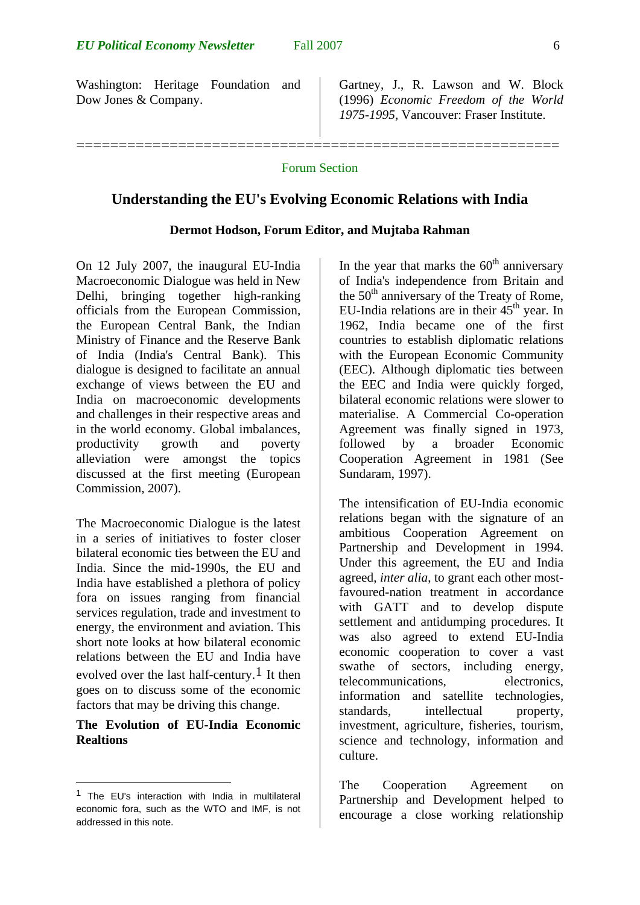Washington: Heritage Foundation and Dow Jones & Company.

Gartney, J., R. Lawson and W. Block (1996) *Economic Freedom of the World 1975-1995*, Vancouver: Fraser Institute.

========================================================

Forum Section

## Understanding the EU's Evolving Economic Relations with India

**Dermot Hodson, Forum Editor, and Mujtaba Rahman**

On 12 July 2007, the inaugural EU-India Macroeconomic Dialogue was held in New Delhi, bringing together high-ranking officials from the European Commission, the European Central Bank, the Indian Ministry of Finance and the Reserve Bank of India (India's Central Bank). This dialogue is designed to facilitate an annual exchange of views between the EU and India on macroeconomic developments and challenges in their respective areas and in the world economy. Global imbalances, productivity growth and poverty alleviation were amongst the topics discussed at the first meeting (European Commission, 2007).

The Macroeconomic Dialogue is the latest in a series of initiatives to foster closer bilateral economic ties between the EU and India. Since the mid-1990s, the EU and India have established a plethora of policy fora on issues ranging from financial services regulation, trade and investment to energy, the environment and aviation. This short note looks at how bilateral economic relations between the EU and India have evolved over the last half-century.[1] It then goes on to discuss some of the economic factors that may be driving this change.

### The Evolution of EU-India Economic Realtions

In the year that marks the 60th anniversary of India's independence from Britain and the 50th anniversary of the Treaty of Rome, EU-India relations are in their 45th year. In 1962, India became one of the first countries to establish diplomatic relations with the European Economic Community (EEC). Although diplomatic ties between the EEC and India were quickly forged, bilateral economic relations were slower to materialise. A Commercial Co-operation Agreement was finally signed in 1973, followed by a broader Economic Cooperation Agreement in 1981 (See Sundaram, 1997).

The intensification of EU-India economic relations began with the signature of an ambitious Cooperation Agreement on Partnership and Development in 1994. Under this agreement, the EU and India agreed, *inter alia*, to grant each other most-favoured-nation treatment in accordance with GATT and to develop dispute settlement and antidumping procedures. It was also agreed to extend EU-India economic cooperation to cover a vast swathe of sectors, including energy, telecommunications, electronics, information and satellite technologies, standards, intellectual property, investment, agriculture, fisheries, tourism, science and technology, information and culture.

The Cooperation Agreement on Partnership and Development helped to encourage a close working relationship

---

[1] The EU's interaction with India in multilateral economic fora, such as the WTO and IMF, is not addressed in this note.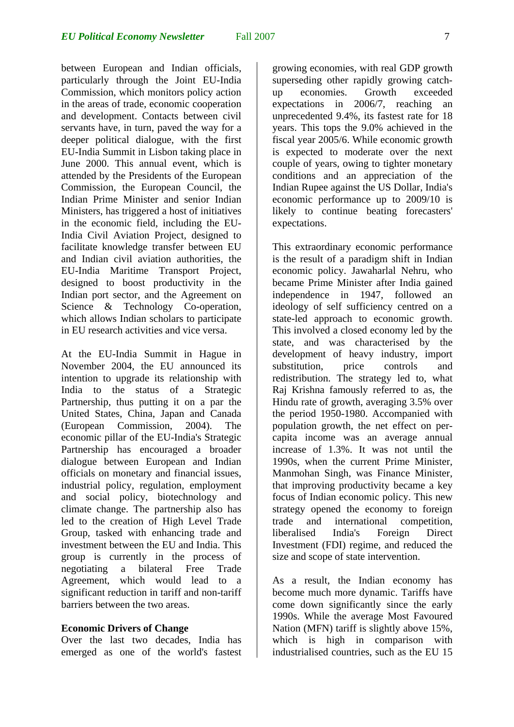between European and Indian officials, particularly through the Joint EU-India Commission, which monitors policy action in the areas of trade, economic cooperation and development. Contacts between civil servants have, in turn, paved the way for a deeper political dialogue, with the first EU-India Summit in Lisbon taking place in June 2000. This annual event, which is attended by the Presidents of the European Commission, the European Council, the Indian Prime Minister and senior Indian Ministers, has triggered a host of initiatives in the economic field, including the EU-India Civil Aviation Project, designed to facilitate knowledge transfer between EU and Indian civil aviation authorities, the EU-India Maritime Transport Project, designed to boost productivity in the Indian port sector, and the Agreement on Science & Technology Co-operation, which allows Indian scholars to participate in EU research activities and vice versa.

At the EU-India Summit in Hague in November 2004, the EU announced its intention to upgrade its relationship with India to the status of a Strategic Partnership, thus putting it on a par the United States, China, Japan and Canada (European Commission, 2004). The economic pillar of the EU-India's Strategic Partnership has encouraged a broader dialogue between European and Indian officials on monetary and financial issues, industrial policy, regulation, employment and social policy, biotechnology and climate change. The partnership also has led to the creation of High Level Trade Group, tasked with enhancing trade and investment between the EU and India. This group is currently in the process of negotiating a bilateral Free Trade Agreement, which would lead to a significant reduction in tariff and non-tariff barriers between the two areas.

**Economic Drivers of Change**

Over the last two decades, India has emerged as one of the world's fastest growing economies, with real GDP growth superseding other rapidly growing catch-up economies. Growth exceeded expectations in 2006/7, reaching an unprecedented 9.4%, its fastest rate for 18 years. This tops the 9.0% achieved in the fiscal year 2005/6. While economic growth is expected to moderate over the next couple of years, owing to tighter monetary conditions and an appreciation of the Indian Rupee against the US Dollar, India's economic performance up to 2009/10 is likely to continue beating forecasters' expectations.

This extraordinary economic performance is the result of a paradigm shift in Indian economic policy. Jawaharlal Nehru, who became Prime Minister after India gained independence in 1947, followed an ideology of self sufficiency centred on a state-led approach to economic growth. This involved a closed economy led by the state, and was characterised by the development of heavy industry, import substitution, price controls and redistribution. The strategy led to, what Raj Krishna famously referred to as, the Hindu rate of growth, averaging 3.5% over the period 1950-1980. Accompanied with population growth, the net effect on per-capita income was an average annual increase of 1.3%. It was not until the 1990s, when the current Prime Minister, Manmohan Singh, was Finance Minister, that improving productivity became a key focus of Indian economic policy. This new strategy opened the economy to foreign trade and international competition, liberalised India's Foreign Direct Investment (FDI) regime, and reduced the size and scope of state intervention.

As a result, the Indian economy has become much more dynamic. Tariffs have come down significantly since the early 1990s. While the average Most Favoured Nation (MFN) tariff is slightly above 15%, which is high in comparison with industrialised countries, such as the EU 15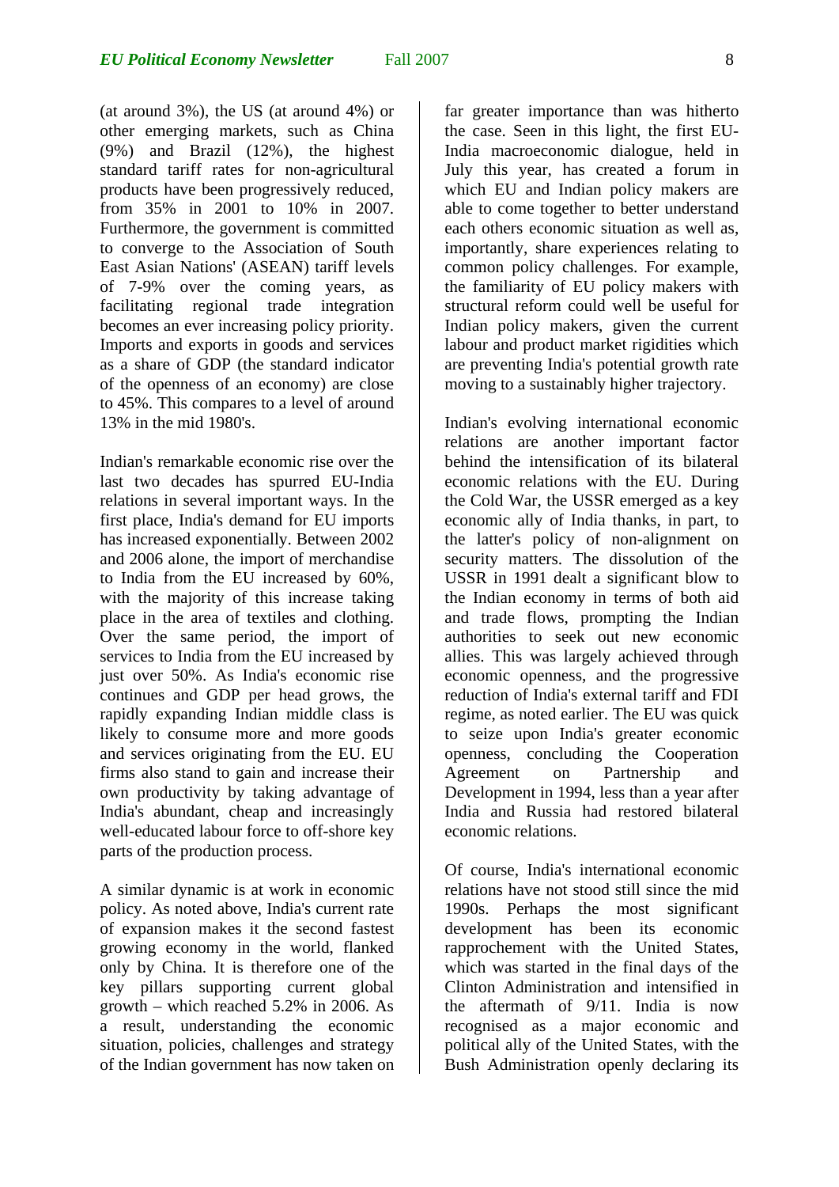(at around 3%), the US (at around 4%) or other emerging markets, such as China (9%) and Brazil (12%), the highest standard tariff rates for non-agricultural products have been progressively reduced, from 35% in 2001 to 10% in 2007. Furthermore, the government is committed to converge to the Association of South East Asian Nations' (ASEAN) tariff levels of 7-9% over the coming years, as facilitating regional trade integration becomes an ever increasing policy priority. Imports and exports in goods and services as a share of GDP (the standard indicator of the openness of an economy) are close to 45%. This compares to a level of around 13% in the mid 1980's.

Indian's remarkable economic rise over the last two decades has spurred EU-India relations in several important ways. In the first place, India's demand for EU imports has increased exponentially. Between 2002 and 2006 alone, the import of merchandise to India from the EU increased by 60%, with the majority of this increase taking place in the area of textiles and clothing. Over the same period, the import of services to India from the EU increased by just over 50%. As India's economic rise continues and GDP per head grows, the rapidly expanding Indian middle class is likely to consume more and more goods and services originating from the EU. EU firms also stand to gain and increase their own productivity by taking advantage of India's abundant, cheap and increasingly well-educated labour force to off-shore key parts of the production process.

A similar dynamic is at work in economic policy. As noted above, India's current rate of expansion makes it the second fastest growing economy in the world, flanked only by China. It is therefore one of the key pillars supporting current global growth – which reached 5.2% in 2006. As a result, understanding the economic situation, policies, challenges and strategy of the Indian government has now taken on far greater importance than was hitherto the case. Seen in this light, the first EU-India macroeconomic dialogue, held in July this year, has created a forum in which EU and Indian policy makers are able to come together to better understand each others economic situation as well as, importantly, share experiences relating to common policy challenges. For example, the familiarity of EU policy makers with structural reform could well be useful for Indian policy makers, given the current labour and product market rigidities which are preventing India's potential growth rate moving to a sustainably higher trajectory.

Indian's evolving international economic relations are another important factor behind the intensification of its bilateral economic relations with the EU. During the Cold War, the USSR emerged as a key economic ally of India thanks, in part, to the latter's policy of non-alignment on security matters. The dissolution of the USSR in 1991 dealt a significant blow to the Indian economy in terms of both aid and trade flows, prompting the Indian authorities to seek out new economic allies. This was largely achieved through economic openness, and the progressive reduction of India's external tariff and FDI regime, as noted earlier. The EU was quick to seize upon India's greater economic openness, concluding the Cooperation Agreement on Partnership and Development in 1994, less than a year after India and Russia had restored bilateral economic relations.

Of course, India's international economic relations have not stood still since the mid 1990s. Perhaps the most significant development has been its economic rapprochement with the United States, which was started in the final days of the Clinton Administration and intensified in the aftermath of 9/11. India is now recognised as a major economic and political ally of the United States, with the Bush Administration openly declaring its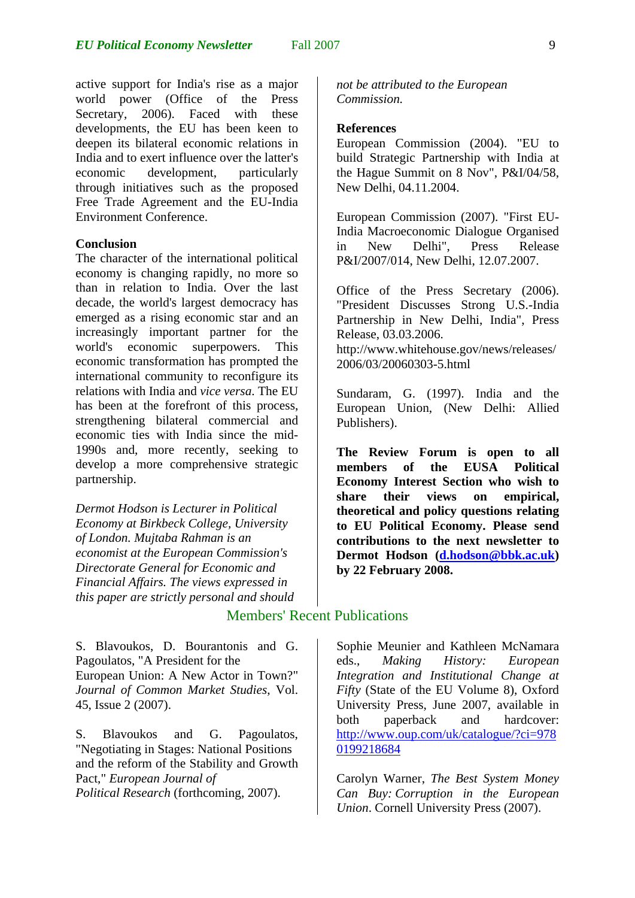active support for India's rise as a major world power (Office of the Press Secretary, 2006). Faced with these developments, the EU has been keen to deepen its bilateral economic relations in India and to exert influence over the latter's economic development, particularly through initiatives such as the proposed Free Trade Agreement and the EU-India Environment Conference.

**Conclusion**

The character of the international political economy is changing rapidly, no more so than in relation to India. Over the last decade, the world's largest democracy has emerged as a rising economic star and an increasingly important partner for the world's economic superpowers. This economic transformation has prompted the international community to reconfigure its relations with India and *vice versa*. The EU has been at the forefront of this process, strengthening bilateral commercial and economic ties with India since the mid-1990s and, more recently, seeking to develop a more comprehensive strategic partnership.

*Dermot Hodson is Lecturer in Political Economy at Birkbeck College, University of London. Mujtaba Rahman is an economist at the European Commission's Directorate General for Economic and Financial Affairs. The views expressed in this paper are strictly personal and should not be attributed to the European Commission.*

**References**

European Commission (2004). "EU to build Strategic Partnership with India at the Hague Summit on 8 Nov", P&I/04/58, New Delhi, 04.11.2004.

European Commission (2007). "First EU-India Macroeconomic Dialogue Organised in New Delhi", Press Release P&I/2007/014, New Delhi, 12.07.2007.

Office of the Press Secretary (2006). "President Discusses Strong U.S.-India Partnership in New Delhi, India", Press Release, 03.03.2006.
http://www.whitehouse.gov/news/releases/2006/03/20060303-5.html

Sundaram, G. (1997). India and the European Union, (New Delhi: Allied Publishers).

**The Review Forum is open to all members of the EUSA Political Economy Interest Section who wish to share their views on empirical, theoretical and policy questions relating to EU Political Economy. Please send contributions to the next newsletter to Dermot Hodson (d.hodson@bbk.ac.uk) by 22 February 2008.**

## Members' Recent Publications

S. Blavoukos, D. Bourantonis and G. Pagoulatos, "A President for the European Union: A New Actor in Town?" *Journal of Common Market Studies*, Vol. 45, Issue 2 (2007).

S. Blavoukos and G. Pagoulatos, "Negotiating in Stages: National Positions and the reform of the Stability and Growth Pact," *European Journal of Political Research* (forthcoming, 2007).

Sophie Meunier and Kathleen McNamara eds., *Making History: European Integration and Institutional Change at Fifty* (State of the EU Volume 8), Oxford University Press, June 2007, available in both paperback and hardcover: http://www.oup.com/uk/catalogue/?ci=9780199218684

Carolyn Warner, *The Best System Money Can Buy: Corruption in the European Union*. Cornell University Press (2007).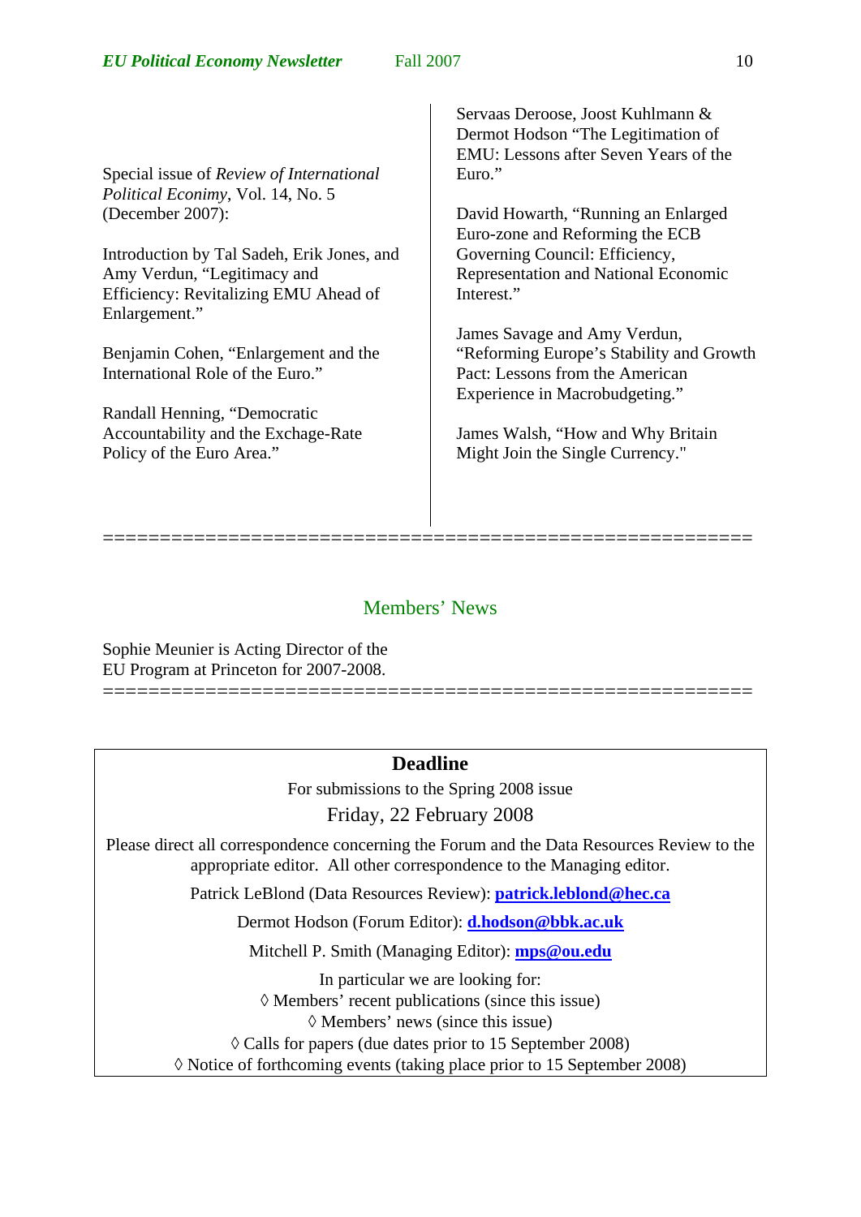Special issue of *Review of International Political Econimy*, Vol. 14, No. 5 (December 2007):

Introduction by Tal Sadeh, Erik Jones, and Amy Verdun, "Legitimacy and Efficiency: Revitalizing EMU Ahead of Enlargement."

Benjamin Cohen, "Enlargement and the International Role of the Euro."

Randall Henning, "Democratic Accountability and the Exchage-Rate Policy of the Euro Area."

Servaas Deroose, Joost Kuhlmann & Dermot Hodson "The Legitimation of EMU: Lessons after Seven Years of the Euro."

David Howarth, "Running an Enlarged Euro-zone and Reforming the ECB Governing Council: Efficiency, Representation and National Economic Interest."

James Savage and Amy Verdun, "Reforming Europe's Stability and Growth Pact: Lessons from the American Experience in Macrobudgeting."

James Walsh, "How and Why Britain Might Join the Single Currency."

========================================================

## Members' News

Sophie Meunier is Acting Director of the EU Program at Princeton for 2007-2008.

========================================================

**Deadline**

For submissions to the Spring 2008 issue

Friday, 22 February 2008

Please direct all correspondence concerning the Forum and the Data Resources Review to the appropriate editor. All other correspondence to the Managing editor.

Patrick LeBlond (Data Resources Review): **patrick.leblond@hec.ca**

Dermot Hodson (Forum Editor): **d.hodson@bbk.ac.uk**

Mitchell P. Smith (Managing Editor): **mps@ou.edu**

In particular we are looking for:

◊ Members' recent publications (since this issue)
◊ Members' news (since this issue)
◊ Calls for papers (due dates prior to 15 September 2008)
◊ Notice of forthcoming events (taking place prior to 15 September 2008)